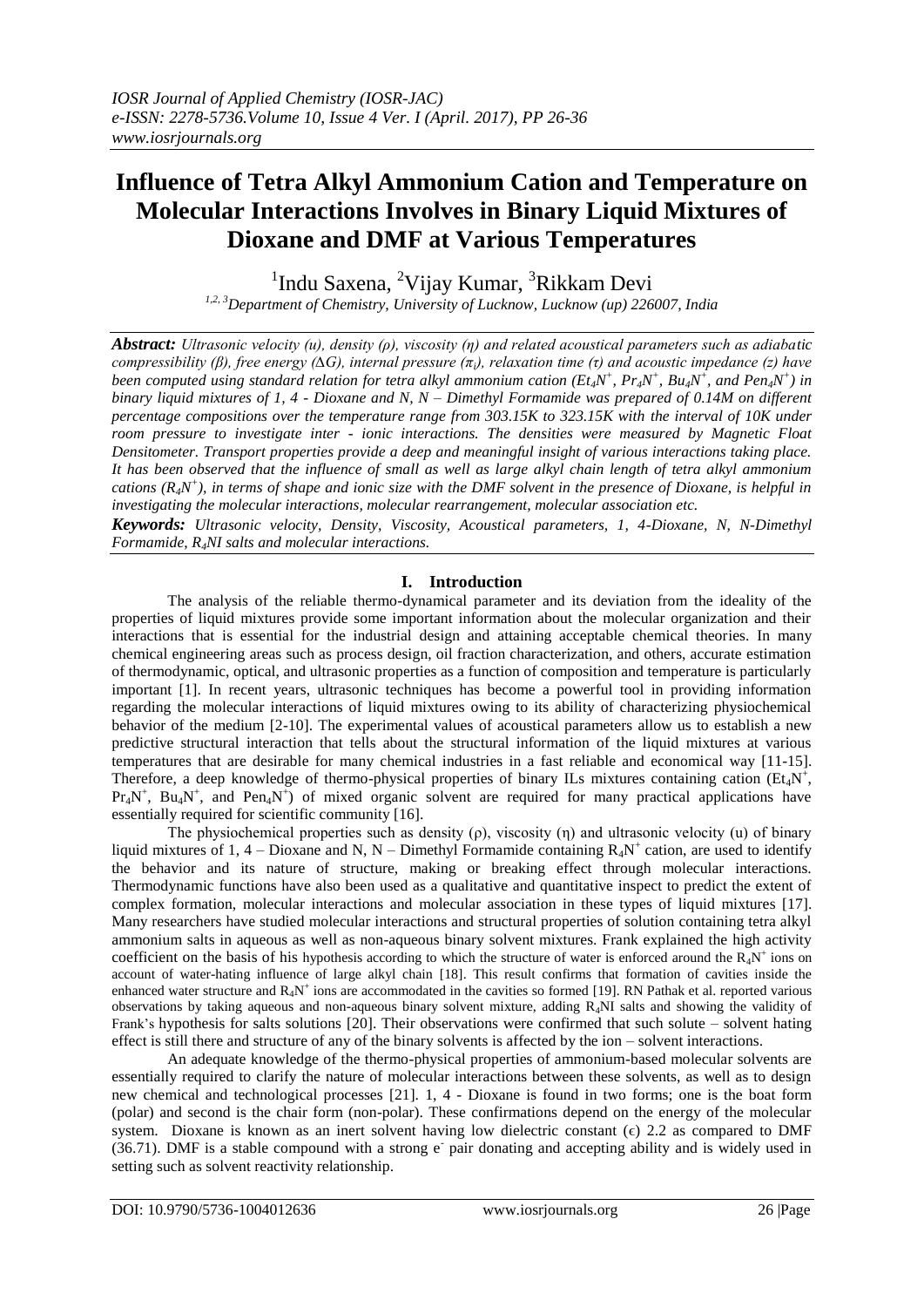# Influence of Tetra Alkyl Ammonium Cation and Temperature on Molecular Interactions Involves in Binary Liquid Mixtures of Dioxane and DMF at Various Temperatures

[1]Indu Saxena, [2]Vijay Kumar, [3]Rikkam Devi

[1,2,3]Department of Chemistry, University of Lucknow, Lucknow (up) 226007, India

***Abstract:*** *Ultrasonic velocity (u), density (ρ), viscosity (η) and related acoustical parameters such as adiabatic compressibility (β), free energy (ΔG), internal pressure ($\pi_i$), relaxation time (τ) and acoustic impedance (z) have been computed using standard relation for tetra alkyl ammonium cation ($Et_4N^+$, $Pr_4N^+$, $Bu_4N^+$, and $Pen_4N^+$) in binary liquid mixtures of 1, 4 - Dioxane and N, N – Dimethyl Formamide was prepared of 0.14M on different percentage compositions over the temperature range from 303.15K to 323.15K with the interval of 10K under room pressure to investigate inter - ionic interactions. The densities were measured by Magnetic Float Densitometer. Transport properties provide a deep and meaningful insight of various interactions taking place. It has been observed that the influence of small as well as large alkyl chain length of tetra alkyl ammonium cations ($R_4N^+$), in terms of shape and ionic size with the DMF solvent in the presence of Dioxane, is helpful in investigating the molecular interactions, molecular rearrangement, molecular association etc.*

***Keywords:*** *Ultrasonic velocity, Density, Viscosity, Acoustical parameters, 1, 4-Dioxane, N, N-Dimethyl Formamide, $R_4NI$ salts and molecular interactions.*

## I. Introduction

The analysis of the reliable thermo-dynamical parameter and its deviation from the ideality of the properties of liquid mixtures provide some important information about the molecular organization and their interactions that is essential for the industrial design and attaining acceptable chemical theories. In many chemical engineering areas such as process design, oil fraction characterization, and others, accurate estimation of thermodynamic, optical, and ultrasonic properties as a function of composition and temperature is particularly important [1]. In recent years, ultrasonic techniques has become a powerful tool in providing information regarding the molecular interactions of liquid mixtures owing to its ability of characterizing physiochemical behavior of the medium [2-10]. The experimental values of acoustical parameters allow us to establish a new predictive structural interaction that tells about the structural information of the liquid mixtures at various temperatures that are desirable for many chemical industries in a fast reliable and economical way [11-15]. Therefore, a deep knowledge of thermo-physical properties of binary ILs mixtures containing cation ($Et_4N^+$, $Pr_4N^+$, $Bu_4N^+$, and $Pen_4N^+$) of mixed organic solvent are required for many practical applications have essentially required for scientific community [16].

The physiochemical properties such as density (ρ), viscosity (η) and ultrasonic velocity (u) of binary liquid mixtures of 1, 4 – Dioxane and N, N – Dimethyl Formamide containing $R_4N^+$ cation, are used to identify the behavior and its nature of structure, making or breaking effect through molecular interactions. Thermodynamic functions have also been used as a qualitative and quantitative inspect to predict the extent of complex formation, molecular interactions and molecular association in these types of liquid mixtures [17]. Many researchers have studied molecular interactions and structural properties of solution containing tetra alkyl ammonium salts in aqueous as well as non-aqueous binary solvent mixtures. Frank explained the high activity coefficient on the basis of his hypothesis according to which the structure of water is enforced around the $R_4N^+$ ions on account of water-hating influence of large alkyl chain [18]. This result confirms that formation of cavities inside the enhanced water structure and $R_4N^+$ ions are accommodated in the cavities so formed [19]. RN Pathak et al. reported various observations by taking aqueous and non-aqueous binary solvent mixture, adding $R_4NI$ salts and showing the validity of Frank's hypothesis for salts solutions [20]. Their observations were confirmed that such solute – solvent hating effect is still there and structure of any of the binary solvents is affected by the ion – solvent interactions.

An adequate knowledge of the thermo-physical properties of ammonium-based molecular solvents are essentially required to clarify the nature of molecular interactions between these solvents, as well as to design new chemical and technological processes [21]. 1, 4 - Dioxane is found in two forms; one is the boat form (polar) and second is the chair form (non-polar). These confirmations depend on the energy of the molecular system. Dioxane is known as an inert solvent having low dielectric constant (ϵ) 2.2 as compared to DMF (36.71). DMF is a stable compound with a strong $e^-$ pair donating and accepting ability and is widely used in setting such as solvent reactivity relationship.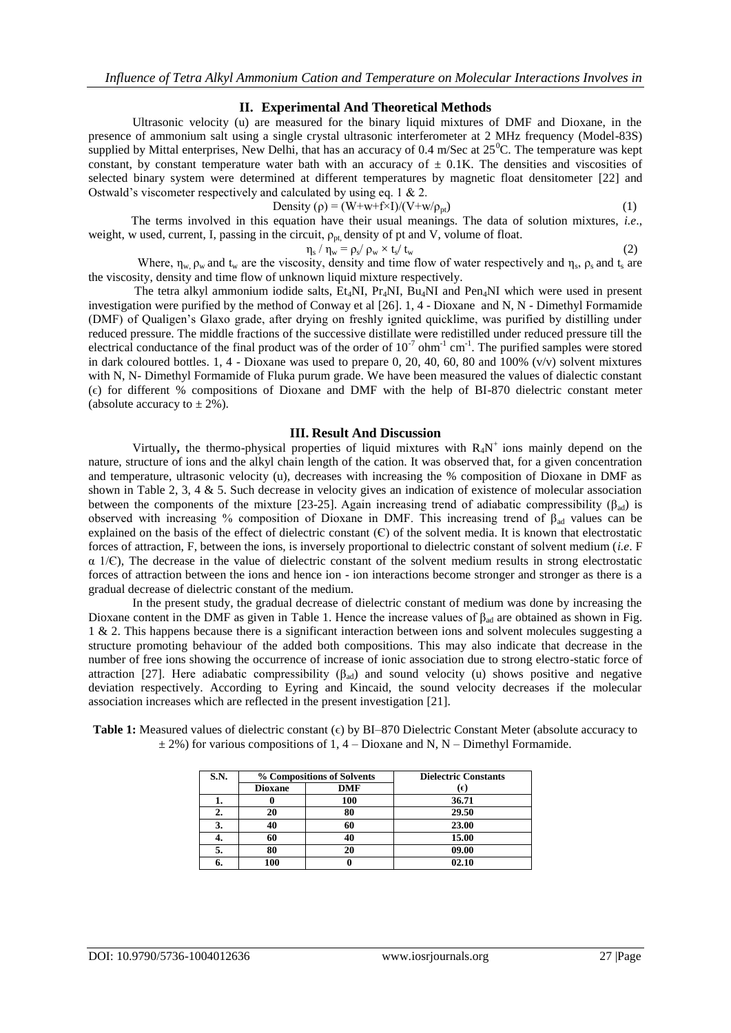## II. Experimental And Theoretical Methods

Ultrasonic velocity (u) are measured for the binary liquid mixtures of DMF and Dioxane, in the presence of ammonium salt using a single crystal ultrasonic interferometer at 2 MHz frequency (Model-83S) supplied by Mittal enterprises, New Delhi, that has an accuracy of 0.4 m/Sec at $25^0$C. The temperature was kept constant, by constant temperature water bath with an accuracy of $\pm$ 0.1K. The densities and viscosities of selected binary system were determined at different temperatures by magnetic float densitometer [22] and Ostwald's viscometer respectively and calculated by using eq. 1 & 2.

$$\text{Density } (\rho) = (W+w+f\times I)/(V+w/\rho_{pt}) \tag{1}$$

The terms involved in this equation have their usual meanings. The data of solution mixtures, *i.e*., weight, w used, current, I, passing in the circuit, $\rho_{pt,}$ density of pt and V, volume of float.

$$\eta_s / \eta_w = \rho_s / \rho_w \times t_s / t_w \tag{2}$$

Where, $\eta_w$, $\rho_w$ and $t_w$ are the viscosity, density and time flow of water respectively and $\eta_s$, $\rho_s$ and $t_s$ are the viscosity, density and time flow of unknown liquid mixture respectively.

The tetra alkyl ammonium iodide salts, $Et_4NI$, $Pr_4NI$, $Bu_4NI$ and $Pen_4NI$ which were used in present investigation were purified by the method of Conway et al [26]. 1, 4 - Dioxane and N, N - Dimethyl Formamide (DMF) of Qualigen's Glaxo grade, after drying on freshly ignited quicklime, was purified by distilling under reduced pressure. The middle fractions of the successive distillate were redistilled under reduced pressure till the electrical conductance of the final product was of the order of $10^{-7}$ ohm$^{-1}$ cm$^{-1}$. The purified samples were stored in dark coloured bottles. 1, 4 - Dioxane was used to prepare 0, 20, 40, 60, 80 and 100% (v/v) solvent mixtures with N, N- Dimethyl Formamide of Fluka purum grade. We have been measured the values of dialectic constant ($\epsilon$) for different % compositions of Dioxane and DMF with the help of BI-870 dielectric constant meter (absolute accuracy to $\pm$ 2%).

## III. Result And Discussion

Virtually**,** the thermo-physical properties of liquid mixtures with $R_4N^+$ ions mainly depend on the nature, structure of ions and the alkyl chain length of the cation. It was observed that, for a given concentration and temperature, ultrasonic velocity (u), decreases with increasing the % composition of Dioxane in DMF as shown in Table 2, 3, 4 & 5. Such decrease in velocity gives an indication of existence of molecular association between the components of the mixture [23-25]. Again increasing trend of adiabatic compressibility ($\beta_{ad}$) is observed with increasing % composition of Dioxane in DMF. This increasing trend of $\beta_{ad}$ values can be explained on the basis of the effect of dielectric constant (Є) of the solvent media. It is known that electrostatic forces of attraction, F, between the ions, is inversely proportional to dielectric constant of solvent medium (*i.e*. F α 1/Є), The decrease in the value of dielectric constant of the solvent medium results in strong electrostatic forces of attraction between the ions and hence ion - ion interactions become stronger and stronger as there is a gradual decrease of dielectric constant of the medium.

In the present study, the gradual decrease of dielectric constant of medium was done by increasing the Dioxane content in the DMF as given in Table 1. Hence the increase values of $\beta_{ad}$ are obtained as shown in Fig. 1 & 2. This happens because there is a significant interaction between ions and solvent molecules suggesting a structure promoting behaviour of the added both compositions. This may also indicate that decrease in the number of free ions showing the occurrence of increase of ionic association due to strong electro-static force of attraction [27]. Here adiabatic compressibility ($\beta_{ad}$) and sound velocity (u) shows positive and negative deviation respectively. According to Eyring and Kincaid, the sound velocity decreases if the molecular association increases which are reflected in the present investigation [21].

**Table 1:** Measured values of dielectric constant ($\epsilon$) by BI–870 Dielectric Constant Meter (absolute accuracy to $\pm$ 2%) for various compositions of 1, 4 – Dioxane and N, N – Dimethyl Formamide.

| S.N. | % Compositions of Solvents | | Dielectric Constants |
|---|---|---|---|
| | Dioxane | DMF | ($\epsilon$) |
| 1. | 0 | 100 | 36.71 |
| 2. | 20 | 80 | 29.50 |
| 3. | 40 | 60 | 23.00 |
| 4. | 60 | 40 | 15.00 |
| 5. | 80 | 20 | 09.00 |
| 6. | 100 | 0 | 02.10 |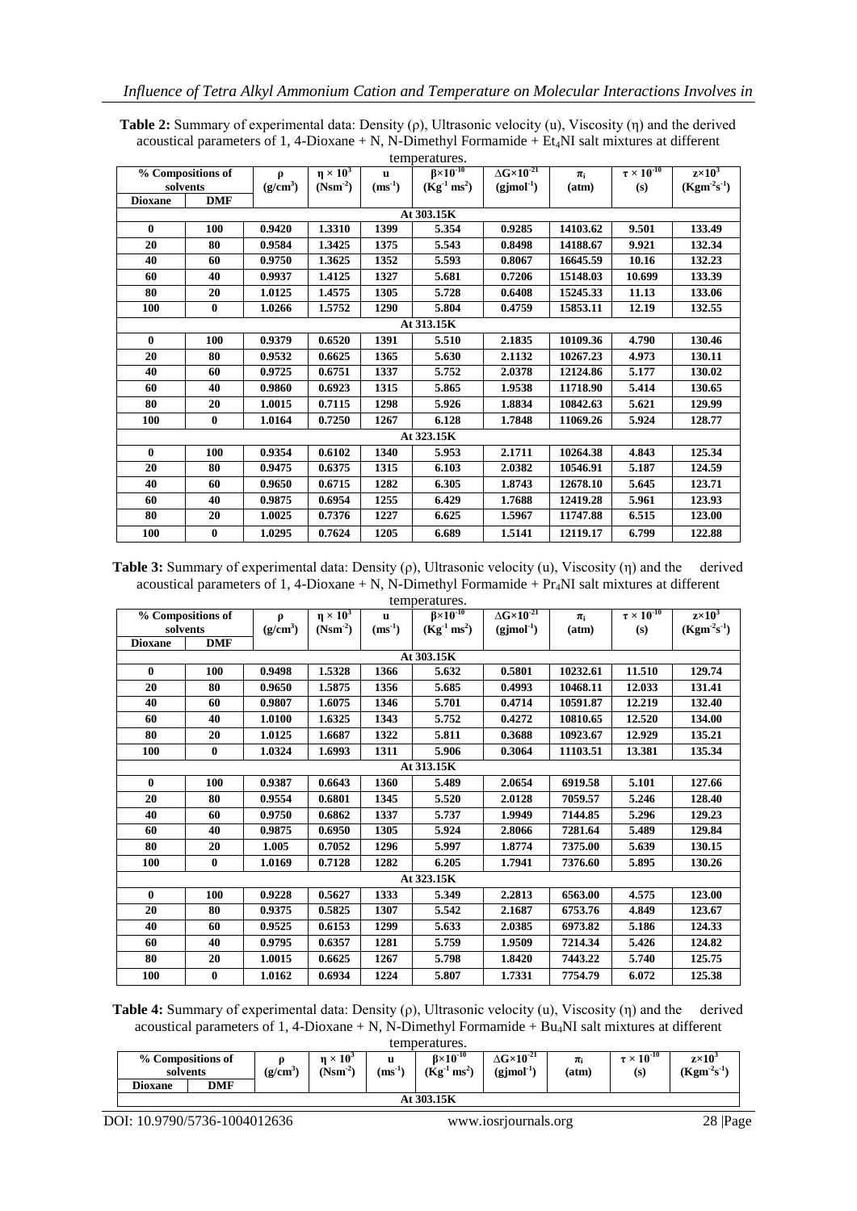**Table 2:** Summary of experimental data: Density (ρ), Ultrasonic velocity (u), Viscosity (η) and the derived acoustical parameters of 1, 4-Dioxane + N, N-Dimethyl Formamide + $Et_4NI$ salt mixtures at different temperatures.

| % Compositions of solvents | | ρ $(g/cm^3)$ | $\eta \times 10^3$ $(Nsm^{-2})$ | u $(ms^{-1})$ | $\beta \times 10^{-10}$ $(Kg^{-1}\ ms^2)$ | $\Delta G \times 10^{-21}$ $(gjmol^{-1})$ | $\pi_i$ (atm) | $\tau \times 10^{-10}$ (s) | $z \times 10^3$ $(Kgm^{-2}s^{-1})$ |
|---|---|---|---|---|---|---|---|---|---|
| **Dioxane** | **DMF** | | | | | | | | |
| | | | | | **At 303.15K** | | | | |
| 0 | 100 | 0.9420 | 1.3310 | 1399 | 5.354 | 0.9285 | 14103.62 | 9.501 | 133.49 |
| 20 | 80 | 0.9584 | 1.3425 | 1375 | 5.543 | 0.8498 | 14188.67 | 9.921 | 132.34 |
| 40 | 60 | 0.9750 | 1.3625 | 1352 | 5.593 | 0.8067 | 16645.59 | 10.16 | 132.23 |
| 60 | 40 | 0.9937 | 1.4125 | 1327 | 5.681 | 0.7206 | 15148.03 | 10.699 | 133.39 |
| 80 | 20 | 1.0125 | 1.4575 | 1305 | 5.728 | 0.6408 | 15245.33 | 11.13 | 133.06 |
| 100 | 0 | 1.0266 | 1.5752 | 1290 | 5.804 | 0.4759 | 15853.11 | 12.19 | 132.55 |
| | | | | | **At 313.15K** | | | | |
| 0 | 100 | 0.9379 | 0.6520 | 1391 | 5.510 | 2.1835 | 10109.36 | 4.790 | 130.46 |
| 20 | 80 | 0.9532 | 0.6625 | 1365 | 5.630 | 2.1132 | 10267.23 | 4.973 | 130.11 |
| 40 | 60 | 0.9725 | 0.6751 | 1337 | 5.752 | 2.0378 | 12124.86 | 5.177 | 130.02 |
| 60 | 40 | 0.9860 | 0.6923 | 1315 | 5.865 | 1.9538 | 11718.90 | 5.414 | 130.65 |
| 80 | 20 | 1.0015 | 0.7115 | 1298 | 5.926 | 1.8834 | 10842.63 | 5.621 | 129.99 |
| 100 | 0 | 1.0164 | 0.7250 | 1267 | 6.128 | 1.7848 | 11069.26 | 5.924 | 128.77 |
| | | | | | **At 323.15K** | | | | |
| 0 | 100 | 0.9354 | 0.6102 | 1340 | 5.953 | 2.1711 | 10264.38 | 4.843 | 125.34 |
| 20 | 80 | 0.9475 | 0.6375 | 1315 | 6.103 | 2.0382 | 10546.91 | 5.187 | 124.59 |
| 40 | 60 | 0.9650 | 0.6715 | 1282 | 6.305 | 1.8743 | 12678.10 | 5.645 | 123.71 |
| 60 | 40 | 0.9875 | 0.6954 | 1255 | 6.429 | 1.7688 | 12419.28 | 5.961 | 123.93 |
| 80 | 20 | 1.0025 | 0.7376 | 1227 | 6.625 | 1.5967 | 11747.88 | 6.515 | 123.00 |
| 100 | 0 | 1.0295 | 0.7624 | 1205 | 6.689 | 1.5141 | 12119.17 | 6.799 | 122.88 |

**Table 3:** Summary of experimental data: Density (ρ), Ultrasonic velocity (u), Viscosity (η) and the derived acoustical parameters of 1, 4-Dioxane + N, N-Dimethyl Formamide + $Pr_4NI$ salt mixtures at different temperatures.

| % Compositions of solvents | | ρ $(g/cm^3)$ | $\eta \times 10^3$ $(Nsm^{-2})$ | u $(ms^{-1})$ | $\beta \times 10^{-10}$ $(Kg^{-1}\ ms^2)$ | $\Delta G \times 10^{-21}$ $(gjmol^{-1})$ | $\pi_i$ (atm) | $\tau \times 10^{-10}$ (s) | $z \times 10^3$ $(Kgm^{-2}s^{-1})$ |
|---|---|---|---|---|---|---|---|---|---|
| **Dioxane** | **DMF** | | | | | | | | |
| | | | | | **At 303.15K** | | | | |
| 0 | 100 | 0.9498 | 1.5328 | 1366 | 5.632 | 0.5801 | 10232.61 | 11.510 | 129.74 |
| 20 | 80 | 0.9650 | 1.5875 | 1356 | 5.685 | 0.4993 | 10468.11 | 12.033 | 131.41 |
| 40 | 60 | 0.9807 | 1.6075 | 1346 | 5.701 | 0.4714 | 10591.87 | 12.219 | 132.40 |
| 60 | 40 | 1.0100 | 1.6325 | 1343 | 5.752 | 0.4272 | 10810.65 | 12.520 | 134.00 |
| 80 | 20 | 1.0125 | 1.6687 | 1322 | 5.811 | 0.3688 | 10923.67 | 12.929 | 135.21 |
| 100 | 0 | 1.0324 | 1.6993 | 1311 | 5.906 | 0.3064 | 11103.51 | 13.381 | 135.34 |
| | | | | | **At 313.15K** | | | | |
| 0 | 100 | 0.9387 | 0.6643 | 1360 | 5.489 | 2.0654 | 6919.58 | 5.101 | 127.66 |
| 20 | 80 | 0.9554 | 0.6801 | 1345 | 5.520 | 2.0128 | 7059.57 | 5.246 | 128.40 |
| 40 | 60 | 0.9750 | 0.6862 | 1337 | 5.737 | 1.9949 | 7144.85 | 5.296 | 129.23 |
| 60 | 40 | 0.9875 | 0.6950 | 1305 | 5.924 | 2.8066 | 7281.64 | 5.489 | 129.84 |
| 80 | 20 | 1.005 | 0.7052 | 1296 | 5.997 | 1.8774 | 7375.00 | 5.639 | 130.15 |
| 100 | 0 | 1.0169 | 0.7128 | 1282 | 6.205 | 1.7941 | 7376.60 | 5.895 | 130.26 |
| | | | | | **At 323.15K** | | | | |
| 0 | 100 | 0.9228 | 0.5627 | 1333 | 5.349 | 2.2813 | 6563.00 | 4.575 | 123.00 |
| 20 | 80 | 0.9375 | 0.5825 | 1307 | 5.542 | 2.1687 | 6753.76 | 4.849 | 123.67 |
| 40 | 60 | 0.9525 | 0.6153 | 1299 | 5.633 | 2.0385 | 6973.82 | 5.186 | 124.33 |
| 60 | 40 | 0.9795 | 0.6357 | 1281 | 5.759 | 1.9509 | 7214.34 | 5.426 | 124.82 |
| 80 | 20 | 1.0015 | 0.6625 | 1267 | 5.798 | 1.8420 | 7443.22 | 5.740 | 125.75 |
| 100 | 0 | 1.0162 | 0.6934 | 1224 | 5.807 | 1.7331 | 7754.79 | 6.072 | 125.38 |

**Table 4:** Summary of experimental data: Density (ρ), Ultrasonic velocity (u), Viscosity (η) and the derived acoustical parameters of 1, 4-Dioxane + N, N-Dimethyl Formamide + $Bu_4NI$ salt mixtures at different temperatures.

| % Compositions of solvents | | ρ $(g/cm^3)$ | $\eta \times 10^3$ $(Nsm^{-2})$ | u $(ms^{-1})$ | $\beta \times 10^{-10}$ $(Kg^{-1}\ ms^2)$ | $\Delta G \times 10^{-21}$ $(gjmol^{-1})$ | $\pi_i$ (atm) | $\tau \times 10^{-10}$ (s) | $z \times 10^3$ $(Kgm^{-2}s^{-1})$ |
|---|---|---|---|---|---|---|---|---|---|
| **Dioxane** | **DMF** | | | | | | | | |
| | | | | | **At 303.15K** | | | | |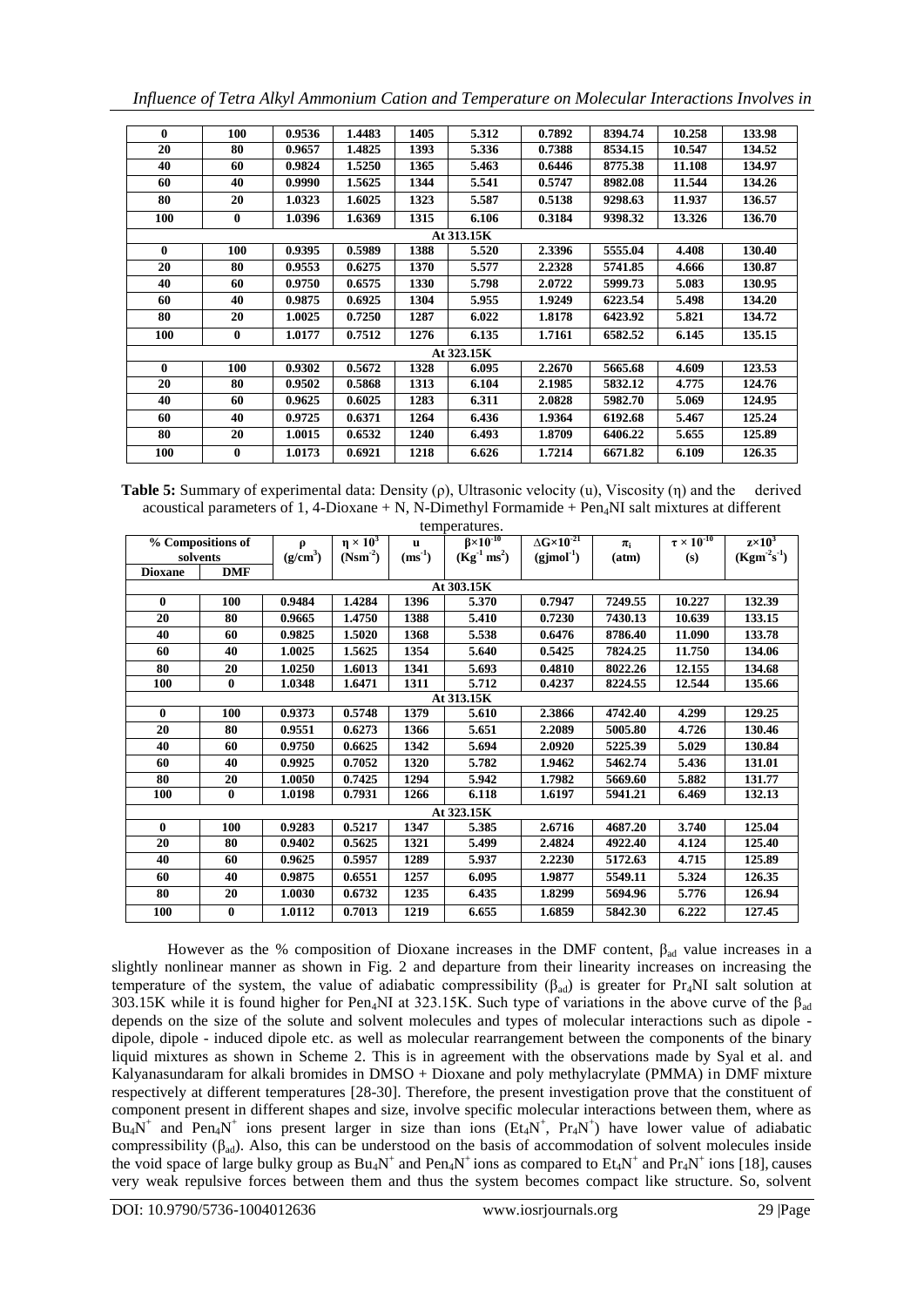| | | | | | | | | | |
|---|---|---|---|---|---|---|---|---|---|
| **0** | **100** | **0.9536** | **1.4483** | **1405** | **5.312** | **0.7892** | **8394.74** | **10.258** | **133.98** |
| **20** | **80** | **0.9657** | **1.4825** | **1393** | **5.336** | **0.7388** | **8534.15** | **10.547** | **134.52** |
| **40** | **60** | **0.9824** | **1.5250** | **1365** | **5.463** | **0.6446** | **8775.38** | **11.108** | **134.97** |
| **60** | **40** | **0.9990** | **1.5625** | **1344** | **5.541** | **0.5747** | **8982.08** | **11.544** | **134.26** |
| **80** | **20** | **1.0323** | **1.6025** | **1323** | **5.587** | **0.5138** | **9298.63** | **11.937** | **136.57** |
| **100** | **0** | **1.0396** | **1.6369** | **1315** | **6.106** | **0.3184** | **9398.32** | **13.326** | **136.70** |
| | | | | | **At 313.15K** | | | | |
| **0** | **100** | **0.9395** | **0.5989** | **1388** | **5.520** | **2.3396** | **5555.04** | **4.408** | **130.40** |
| **20** | **80** | **0.9553** | **0.6275** | **1370** | **5.577** | **2.2328** | **5741.85** | **4.666** | **130.87** |
| **40** | **60** | **0.9750** | **0.6575** | **1330** | **5.798** | **2.0722** | **5999.73** | **5.083** | **130.95** |
| **60** | **40** | **0.9875** | **0.6925** | **1304** | **5.955** | **1.9249** | **6223.54** | **5.498** | **134.20** |
| **80** | **20** | **1.0025** | **0.7250** | **1287** | **6.022** | **1.8178** | **6423.92** | **5.821** | **134.72** |
| **100** | **0** | **1.0177** | **0.7512** | **1276** | **6.135** | **1.7161** | **6582.52** | **6.145** | **135.15** |
| | | | | | **At 323.15K** | | | | |
| **0** | **100** | **0.9302** | **0.5672** | **1328** | **6.095** | **2.2670** | **5665.68** | **4.609** | **123.53** |
| **20** | **80** | **0.9502** | **0.5868** | **1313** | **6.104** | **2.1985** | **5832.12** | **4.775** | **124.76** |
| **40** | **60** | **0.9625** | **0.6025** | **1283** | **6.311** | **2.0828** | **5982.70** | **5.069** | **124.95** |
| **60** | **40** | **0.9725** | **0.6371** | **1264** | **6.436** | **1.9364** | **6192.68** | **5.467** | **125.24** |
| **80** | **20** | **1.0015** | **0.6532** | **1240** | **6.493** | **1.8709** | **6406.22** | **5.655** | **125.89** |
| **100** | **0** | **1.0173** | **0.6921** | **1218** | **6.626** | **1.7214** | **6671.82** | **6.109** | **126.35** |

**Table 5:** Summary of experimental data: Density (ρ), Ultrasonic velocity (u), Viscosity (η) and the derived acoustical parameters of 1, 4-Dioxane + N, N-Dimethyl Formamide + $Pen_4NI$ salt mixtures at different temperatures.

| % Compositions of solvents | | ρ $(g/cm^3)$ | $\eta \times 10^3$ $(Nsm^{-2})$ | u $(ms^{-1})$ | $\beta \times 10^{-10}$ $(Kg^{-1}\ ms^2)$ | $\Delta G \times 10^{-21}$ $(gjmol^{-1})$ | $\pi_i$ (atm) | $\tau \times 10^{-10}$ (s) | $z \times 10^3$ $(Kgm^{-2}s^{-1})$ |
|---|---|---|---|---|---|---|---|---|---|
| **Dioxane** | **DMF** | | | | | | | | |
| | | | | | **At 303.15K** | | | | |
| **0** | **100** | **0.9484** | **1.4284** | **1396** | **5.370** | **0.7947** | **7249.55** | **10.227** | **132.39** |
| **20** | **80** | **0.9665** | **1.4750** | **1388** | **5.410** | **0.7230** | **7430.13** | **10.639** | **133.15** |
| **40** | **60** | **0.9825** | **1.5020** | **1368** | **5.538** | **0.6476** | **8786.40** | **11.090** | **133.78** |
| **60** | **40** | **1.0025** | **1.5625** | **1354** | **5.640** | **0.5425** | **7824.25** | **11.750** | **134.06** |
| **80** | **20** | **1.0250** | **1.6013** | **1341** | **5.693** | **0.4810** | **8022.26** | **12.155** | **134.68** |
| **100** | **0** | **1.0348** | **1.6471** | **1311** | **5.712** | **0.4237** | **8224.55** | **12.544** | **135.66** |
| | | | | | **At 313.15K** | | | | |
| **0** | **100** | **0.9373** | **0.5748** | **1379** | **5.610** | **2.3866** | **4742.40** | **4.299** | **129.25** |
| **20** | **80** | **0.9551** | **0.6273** | **1366** | **5.651** | **2.2089** | **5005.80** | **4.726** | **130.46** |
| **40** | **60** | **0.9750** | **0.6625** | **1342** | **5.694** | **2.0920** | **5225.39** | **5.029** | **130.84** |
| **60** | **40** | **0.9925** | **0.7052** | **1320** | **5.782** | **1.9462** | **5462.74** | **5.436** | **131.01** |
| **80** | **20** | **1.0050** | **0.7425** | **1294** | **5.942** | **1.7982** | **5669.60** | **5.882** | **131.77** |
| **100** | **0** | **1.0198** | **0.7931** | **1266** | **6.118** | **1.6197** | **5941.21** | **6.469** | **132.13** |
| | | | | | **At 323.15K** | | | | |
| **0** | **100** | **0.9283** | **0.5217** | **1347** | **5.385** | **2.6716** | **4687.20** | **3.740** | **125.04** |
| **20** | **80** | **0.9402** | **0.5625** | **1321** | **5.499** | **2.4824** | **4922.40** | **4.124** | **125.40** |
| **40** | **60** | **0.9625** | **0.5957** | **1289** | **5.937** | **2.2230** | **5172.63** | **4.715** | **125.89** |
| **60** | **40** | **0.9875** | **0.6551** | **1257** | **6.095** | **1.9877** | **5549.11** | **5.324** | **126.35** |
| **80** | **20** | **1.0030** | **0.6732** | **1235** | **6.435** | **1.8299** | **5694.96** | **5.776** | **126.94** |
| **100** | **0** | **1.0112** | **0.7013** | **1219** | **6.655** | **1.6859** | **5842.30** | **6.222** | **127.45** |

However as the % composition of Dioxane increases in the DMF content, $\beta_{ad}$ value increases in a slightly nonlinear manner as shown in Fig. 2 and departure from their linearity increases on increasing the temperature of the system, the value of adiabatic compressibility ($\beta_{ad}$) is greater for $Pr_4NI$ salt solution at 303.15K while it is found higher for $Pen_4NI$ at 323.15K. Such type of variations in the above curve of the $\beta_{ad}$ depends on the size of the solute and solvent molecules and types of molecular interactions such as dipole - dipole, dipole - induced dipole etc. as well as molecular rearrangement between the components of the binary liquid mixtures as shown in Scheme 2. This is in agreement with the observations made by Syal et al. and Kalyanasundaram for alkali bromides in DMSO + Dioxane and poly methylacrylate (PMMA) in DMF mixture respectively at different temperatures [28-30]. Therefore, the present investigation prove that the constituent of component present in different shapes and size, involve specific molecular interactions between them, where as $Bu_4N^+$ and $Pen_4N^+$ ions present larger in size than ions ($Et_4N^+$, $Pr_4N^+$) have lower value of adiabatic compressibility ($\beta_{ad}$). Also, this can be understood on the basis of accommodation of solvent molecules inside the void space of large bulky group as $Bu_4N^+$ and $Pen_4N^+$ ions as compared to $Et_4N^+$ and $Pr_4N^+$ ions [18], causes very weak repulsive forces between them and thus the system becomes compact like structure. So, solvent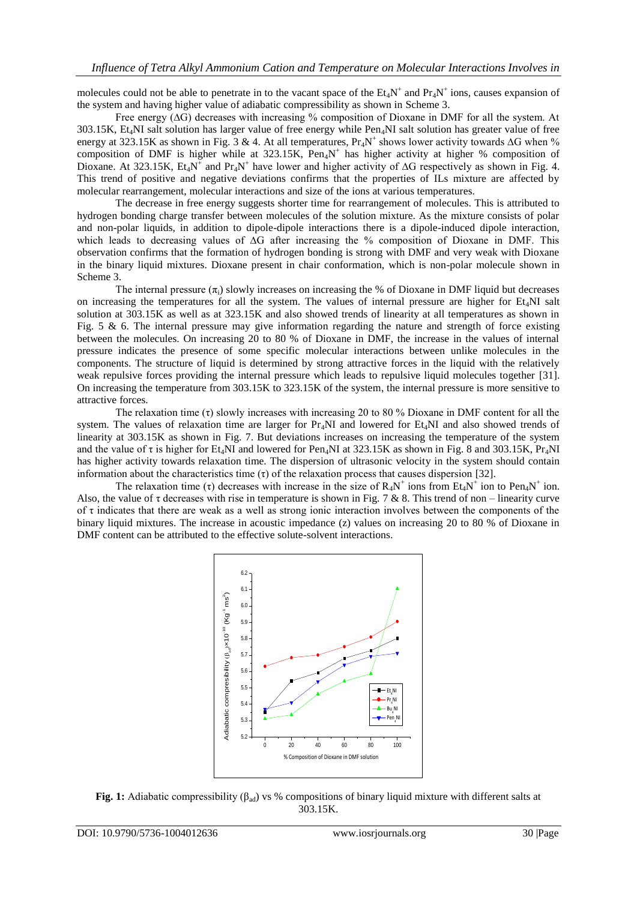molecules could not be able to penetrate in to the vacant space of the $Et_4N^+$ and $Pr_4N^+$ ions, causes expansion of the system and having higher value of adiabatic compressibility as shown in Scheme 3.

Free energy ($\Delta G$) decreases with increasing % composition of Dioxane in DMF for all the system. At 303.15K, $Et_4NI$ salt solution has larger value of free energy while $Pen_4NI$ salt solution has greater value of free energy at 323.15K as shown in Fig. 3 & 4. At all temperatures, $Pr_4N^+$ shows lower activity towards $\Delta G$ when % composition of DMF is higher while at 323.15K, $Pen_4N^+$ has higher activity at higher % composition of Dioxane. At 323.15K, $Et_4N^+$ and $Pr_4N^+$ have lower and higher activity of $\Delta G$ respectively as shown in Fig. 4. This trend of positive and negative deviations confirms that the properties of ILs mixture are affected by molecular rearrangement, molecular interactions and size of the ions at various temperatures.

The decrease in free energy suggests shorter time for rearrangement of molecules. This is attributed to hydrogen bonding charge transfer between molecules of the solution mixture. As the mixture consists of polar and non-polar liquids, in addition to dipole-dipole interactions there is a dipole-induced dipole interaction, which leads to decreasing values of $\Delta G$ after increasing the % composition of Dioxane in DMF. This observation confirms that the formation of hydrogen bonding is strong with DMF and very weak with Dioxane in the binary liquid mixtures. Dioxane present in chair conformation, which is non-polar molecule shown in Scheme 3.

The internal pressure ($\pi_i$) slowly increases on increasing the % of Dioxane in DMF liquid but decreases on increasing the temperatures for all the system. The values of internal pressure are higher for $Et_4NI$ salt solution at 303.15K as well as at 323.15K and also showed trends of linearity at all temperatures as shown in Fig. 5 & 6. The internal pressure may give information regarding the nature and strength of force existing between the molecules. On increasing 20 to 80 % of Dioxane in DMF, the increase in the values of internal pressure indicates the presence of some specific molecular interactions between unlike molecules in the components. The structure of liquid is determined by strong attractive forces in the liquid with the relatively weak repulsive forces providing the internal pressure which leads to repulsive liquid molecules together [31]. On increasing the temperature from 303.15K to 323.15K of the system, the internal pressure is more sensitive to attractive forces.

The relaxation time ($\tau$) slowly increases with increasing 20 to 80 % Dioxane in DMF content for all the system. The values of relaxation time are larger for $Pr_4NI$ and lowered for $Et_4NI$ and also showed trends of linearity at 303.15K as shown in Fig. 7. But deviations increases on increasing the temperature of the system and the value of $\tau$ is higher for $Et_4NI$ and lowered for $Pen_4NI$ at 323.15K as shown in Fig. 8 and 303.15K, $Pr_4NI$ has higher activity towards relaxation time. The dispersion of ultrasonic velocity in the system should contain information about the characteristics time ($\tau$) of the relaxation process that causes dispersion [32].

The relaxation time ($\tau$) decreases with increase in the size of $R_4N^+$ ions from $Et_4N^+$ ion to $Pen_4N^+$ ion. Also, the value of $\tau$ decreases with rise in temperature is shown in Fig. 7 & 8. This trend of non – linearity curve of $\tau$ indicates that there are weak as a well as strong ionic interaction involves between the components of the binary liquid mixtures. The increase in acoustic impedance (z) values on increasing 20 to 80 % of Dioxane in DMF content can be attributed to the effective solute-solvent interactions.

**Fig. 1:** Adiabatic compressibility ($\beta_{ad}$) vs % compositions of binary liquid mixture with different salts at 303.15K.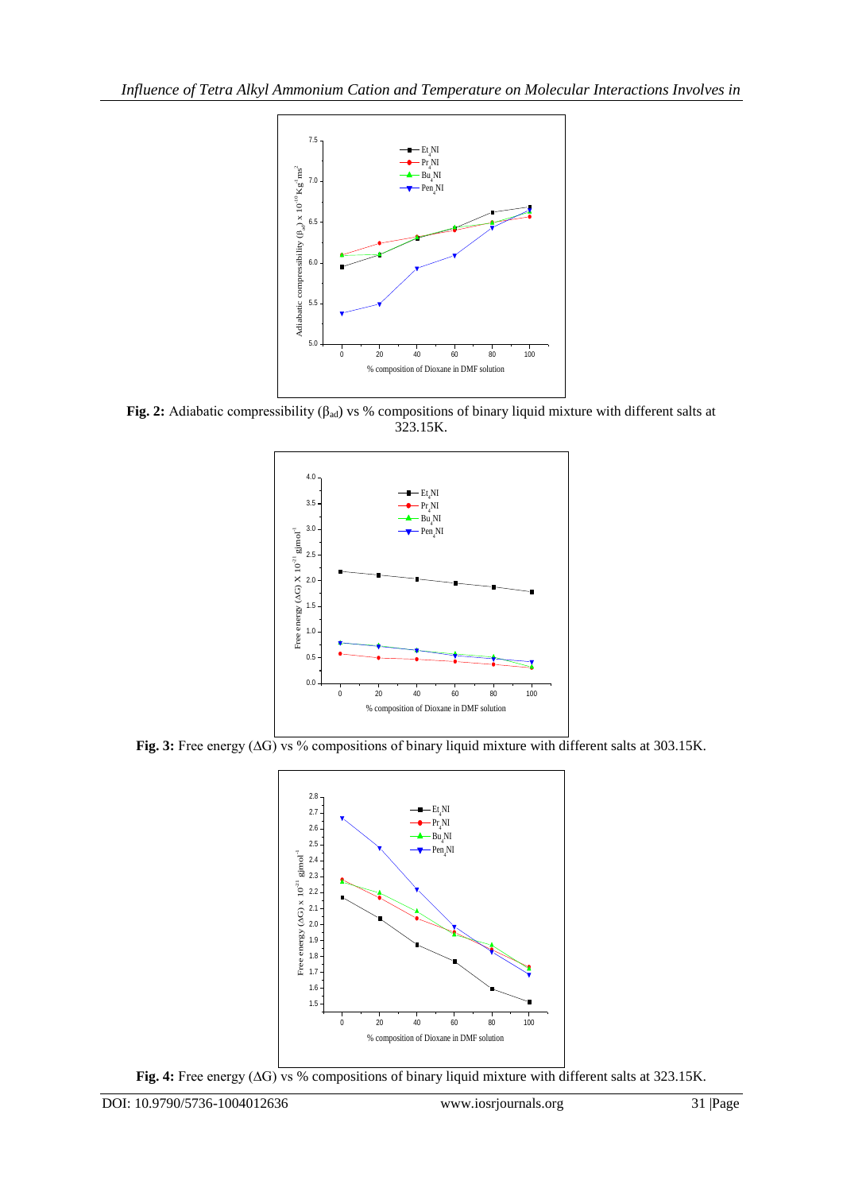**Fig. 2:** Adiabatic compressibility ($\beta_{ad}$) vs % compositions of binary liquid mixture with different salts at 323.15K.

**Fig. 3:** Free energy ($\Delta G$) vs % compositions of binary liquid mixture with different salts at 303.15K.

**Fig. 4:** Free energy ($\Delta G$) vs % compositions of binary liquid mixture with different salts at 323.15K.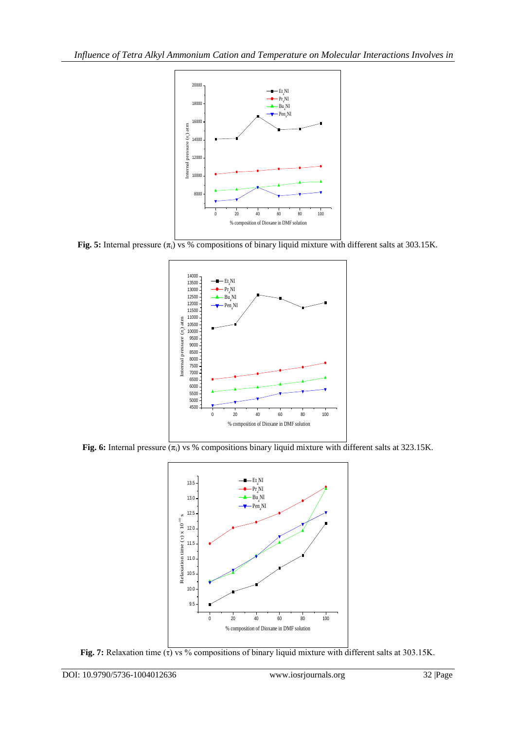**Fig. 5:** Internal pressure ($\pi_i$) vs % compositions of binary liquid mixture with different salts at 303.15K.

**Fig. 6:** Internal pressure ($\pi_i$) vs % compositions binary liquid mixture with different salts at 323.15K.

**Fig. 7:** Relaxation time ($\tau$) vs % compositions of binary liquid mixture with different salts at 303.15K.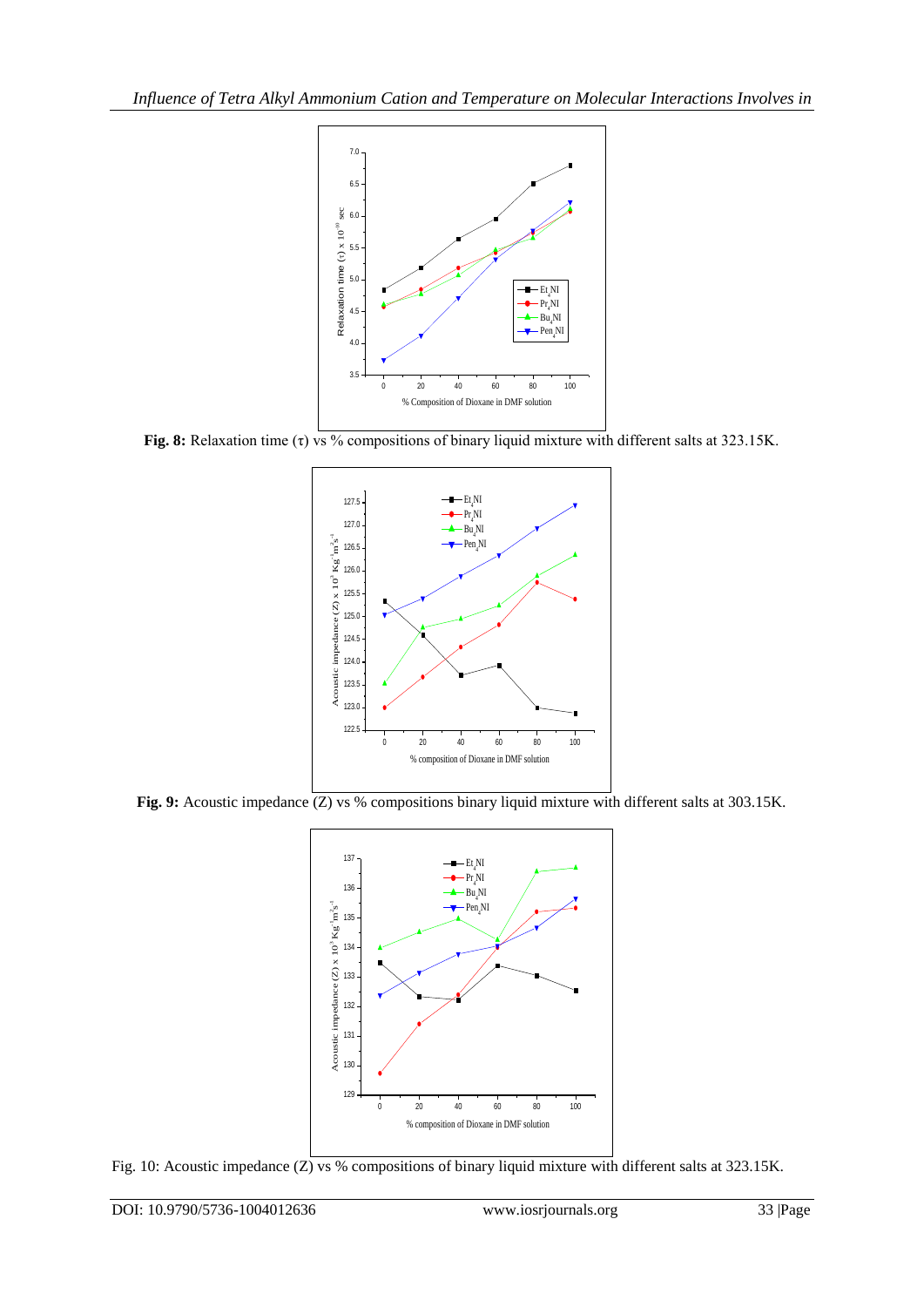**Fig. 8:** Relaxation time (τ) vs % compositions of binary liquid mixture with different salts at 323.15K.

**Fig. 9:** Acoustic impedance (Z) vs % compositions binary liquid mixture with different salts at 303.15K.

Fig. 10: Acoustic impedance (Z) vs % compositions of binary liquid mixture with different salts at 323.15K.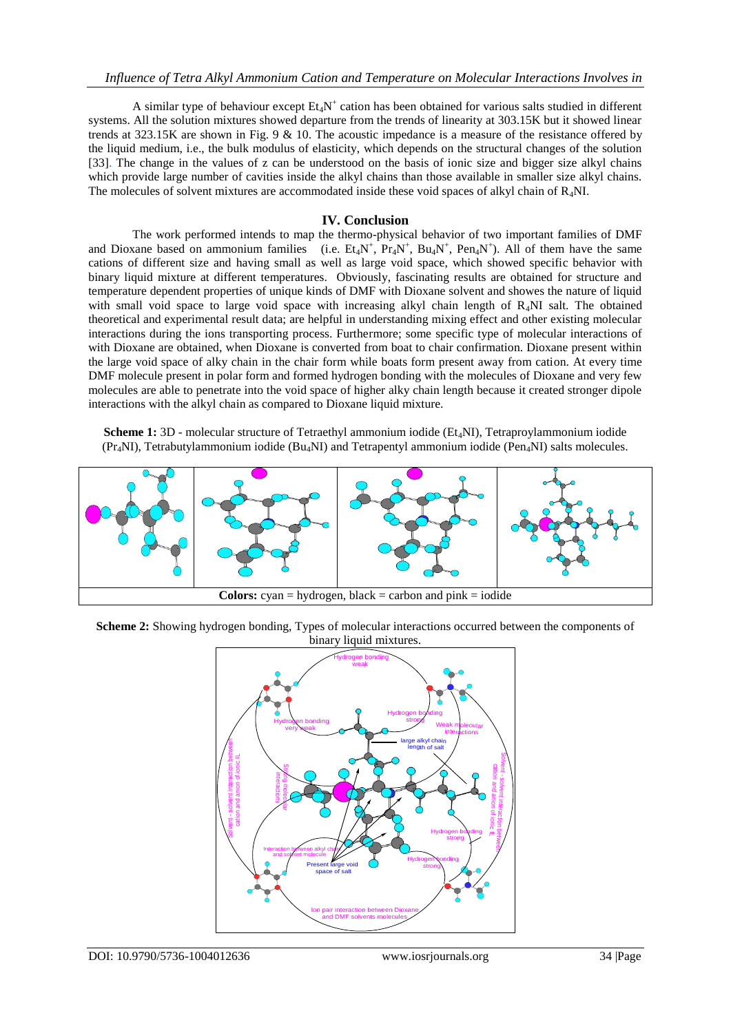A similar type of behaviour except $Et_4N^+$ cation has been obtained for various salts studied in different systems. All the solution mixtures showed departure from the trends of linearity at 303.15K but it showed linear trends at 323.15K are shown in Fig. 9 & 10. The acoustic impedance is a measure of the resistance offered by the liquid medium, i.e., the bulk modulus of elasticity, which depends on the structural changes of the solution [33]. The change in the values of z can be understood on the basis of ionic size and bigger size alkyl chains which provide large number of cavities inside the alkyl chains than those available in smaller size alkyl chains. The molecules of solvent mixtures are accommodated inside these void spaces of alkyl chain of $R_4NI$.

## IV. Conclusion

The work performed intends to map the thermo-physical behavior of two important families of DMF and Dioxane based on ammonium families (i.e. $Et_4N^+$, $Pr_4N^+$, $Bu_4N^+$, $Pen_4N^+$). All of them have the same cations of different size and having small as well as large void space, which showed specific behavior with binary liquid mixture at different temperatures. Obviously, fascinating results are obtained for structure and temperature dependent properties of unique kinds of DMF with Dioxane solvent and showes the nature of liquid with small void space to large void space with increasing alkyl chain length of $R_4NI$ salt. The obtained theoretical and experimental result data; are helpful in understanding mixing effect and other existing molecular interactions during the ions transporting process. Furthermore; some specific type of molecular interactions of with Dioxane are obtained, when Dioxane is converted from boat to chair confirmation. Dioxane present within the large void space of alky chain in the chair form while boats form present away from cation. At every time DMF molecule present in polar form and formed hydrogen bonding with the molecules of Dioxane and very few molecules are able to penetrate into the void space of higher alky chain length because it created stronger dipole interactions with the alkyl chain as compared to Dioxane liquid mixture.

**Scheme 1:** 3D - molecular structure of Tetraethyl ammonium iodide ($Et_4NI$), Tetraproylammonium iodide ($Pr_4NI$), Tetrabutylammonium iodide ($Bu_4NI$) and Tetrapentyl ammonium iodide ($Pen_4NI$) salts molecules.

**Colors:** cyan = hydrogen, black = carbon and pink = iodide

**Scheme 2:** Showing hydrogen bonding, Types of molecular interactions occurred between the components of binary liquid mixtures.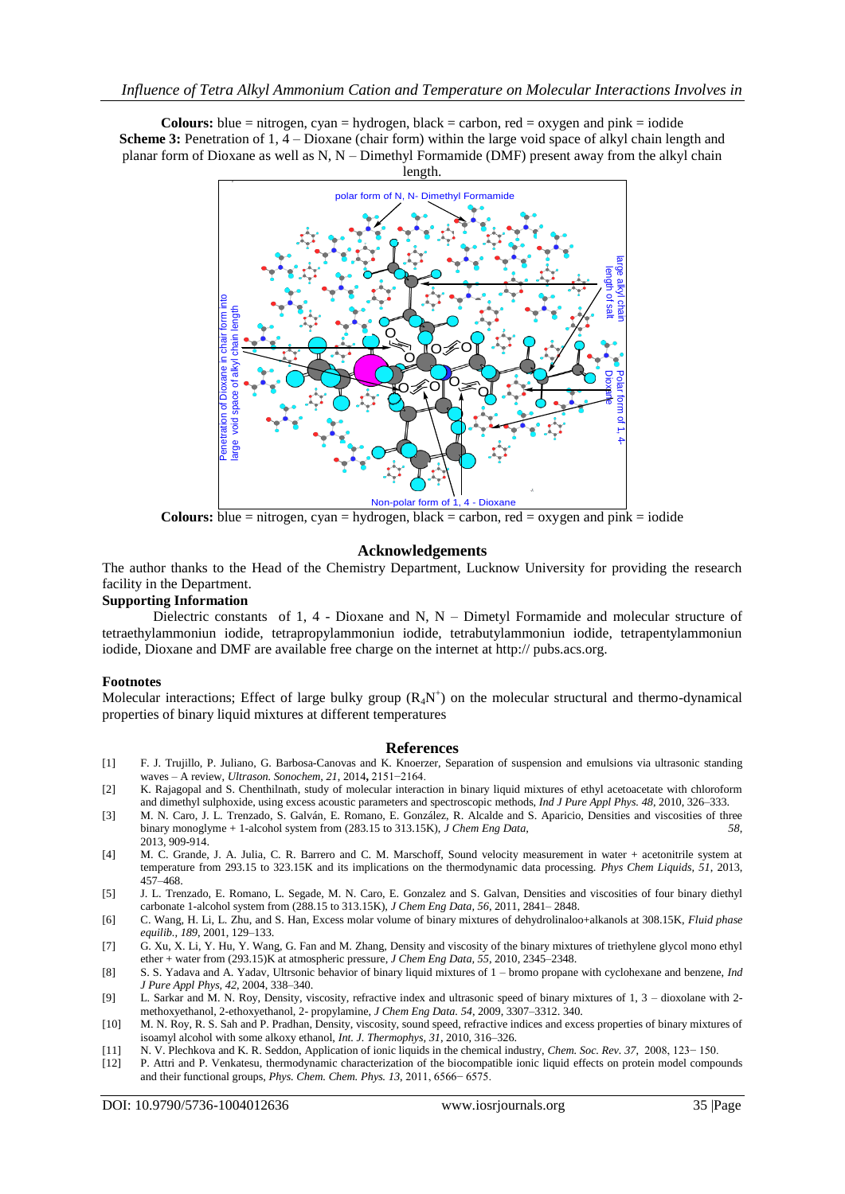**Colours:** blue = nitrogen, cyan = hydrogen, black = carbon, red = oxygen and pink = iodide

**Scheme 3:** Penetration of 1, 4 – Dioxane (chair form) within the large void space of alkyl chain length and planar form of Dioxane as well as N, N – Dimethyl Formamide (DMF) present away from the alkyl chain length.

**Colours:** blue = nitrogen, cyan = hydrogen, black = carbon, red = oxygen and pink = iodide

## Acknowledgements

The author thanks to the Head of the Chemistry Department, Lucknow University for providing the research facility in the Department.

### Supporting Information

Dielectric constants of 1, 4 - Dioxane and N, N – Dimetyl Formamide and molecular structure of tetraethylammoniun iodide, tetrapropylammoniun iodide, tetrabutylammoniun iodide, tetrapentylammoniun iodide, Dioxane and DMF are available free charge on the internet at http:// pubs.acs.org.

### Footnotes

Molecular interactions; Effect of large bulky group ($R_4N^+$) on the molecular structural and thermo-dynamical properties of binary liquid mixtures at different temperatures

## References

[1] F. J. Trujillo, P. Juliano, G. Barbosa-Canovas and K. Knoerzer, Separation of suspension and emulsions via ultrasonic standing waves – A review, *Ultrason. Sonochem, 21*, 2014**,** 2151−2164.

[2] K. Rajagopal and S. Chenthilnath, study of molecular interaction in binary liquid mixtures of ethyl acetoacetate with chloroform and dimethyl sulphoxide, using excess acoustic parameters and spectroscopic methods, *Ind J Pure Appl Phys. 48*, 2010, 326–333.

[3] M. N. Caro, J. L. Trenzado, S. Galván, E. Romano, E. González, R. Alcalde and S. Aparicio, Densities and viscosities of three binary monoglyme + 1-alcohol system from (283.15 to 313.15K), *J Chem Eng Data, 58,* 2013, 909-914.

[4] M. C. Grande, J. A. Julia, C. R. Barrero and C. M. Marschoff, Sound velocity measurement in water + acetonitrile system at temperature from 293.15 to 323.15K and its implications on the thermodynamic data processing. *Phys Chem Liquids, 51*, 2013, 457–468.

[5] J. L. Trenzado, E. Romano, L. Segade, M. N. Caro, E. Gonzalez and S. Galvan, Densities and viscosities of four binary diethyl carbonate 1-alcohol system from (288.15 to 313.15K), *J Chem Eng Data, 56*, 2011, 2841– 2848.

[6] C. Wang, H. Li, L. Zhu, and S. Han, Excess molar volume of binary mixtures of dehydrolinaloo+alkanols at 308.15K, *Fluid phase equilib., 189*, 2001, 129–133.

[7] G. Xu, X. Li, Y. Hu, Y. Wang, G. Fan and M. Zhang, Density and viscosity of the binary mixtures of triethylene glycol mono ethyl ether + water from (293.15)K at atmospheric pressure, *J Chem Eng Data, 55*, 2010, 2345–2348.

[8] S. S. Yadava and A. Yadav, Ultrsonic behavior of binary liquid mixtures of 1 – bromo propane with cyclohexane and benzene, *Ind J Pure Appl Phys, 42*, 2004, 338–340.

[9] L. Sarkar and M. N. Roy, Density, viscosity, refractive index and ultrasonic speed of binary mixtures of 1, 3 – dioxolane with 2-methoxyethanol, 2-ethoxyethanol, 2- propylamine, *J Chem Eng Data. 54*, 2009, 3307–3312. 340.

[10] M. N. Roy, R. S. Sah and P. Pradhan, Density, viscosity, sound speed, refractive indices and excess properties of binary mixtures of isoamyl alcohol with some alkoxy ethanol, *Int. J. Thermophys, 31*, 2010, 316–326.

[11] N. V. Plechkova and K. R. Seddon, Application of ionic liquids in the chemical industry, *Chem. Soc. Rev. 37*, 2008, 123− 150.

[12] P. Attri and P. Venkatesu, thermodynamic characterization of the biocompatible ionic liquid effects on protein model compounds and their functional groups, *Phys. Chem. Chem. Phys. 13*, 2011, 6566− 6575.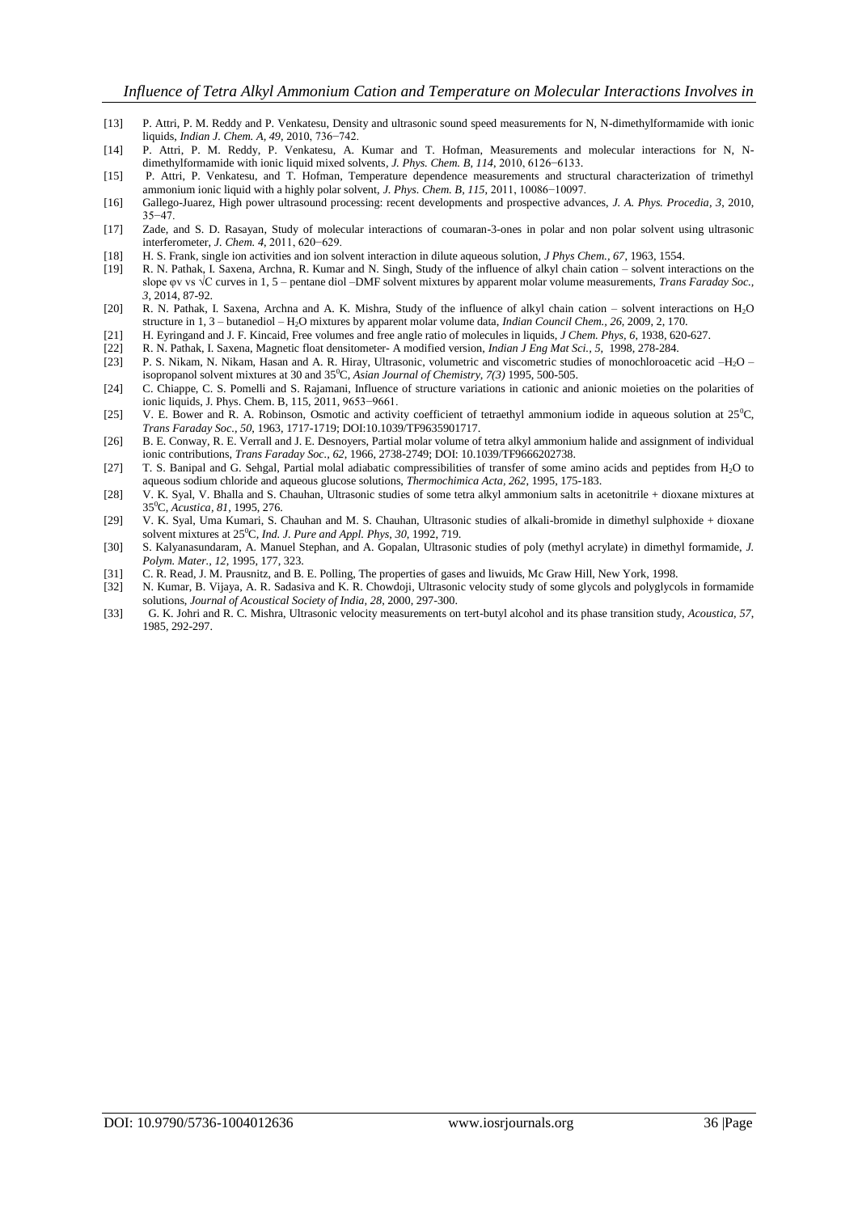[13] P. Attri, P. M. Reddy and P. Venkatesu, Density and ultrasonic sound speed measurements for N, N-dimethylformamide with ionic liquids, *Indian J. Chem. A, 49*, 2010, 736−742.

[14] P. Attri, P. M. Reddy, P. Venkatesu, A. Kumar and T. Hofman, Measurements and molecular interactions for N, N-dimethylformamide with ionic liquid mixed solvents, *J. Phys. Chem. B, 114*, 2010, 6126−6133.

[15] P. Attri, P. Venkatesu, and T. Hofman, Temperature dependence measurements and structural characterization of trimethyl ammonium ionic liquid with a highly polar solvent, *J. Phys. Chem. B, 115*, 2011, 10086−10097.

[16] Gallego-Juarez, High power ultrasound processing: recent developments and prospective advances, *J. A. Phys. Procedia, 3*, 2010, 35−47.

[17] Zade, and S. D. Rasayan, Study of molecular interactions of coumaran-3-ones in polar and non polar solvent using ultrasonic interferometer, *J. Chem. 4*, 2011, 620−629.

[18] H. S. Frank, single ion activities and ion solvent interaction in dilute aqueous solution, *J Phys Chem., 67*, 1963, 1554.

[19] R. N. Pathak, I. Saxena, Archna, R. Kumar and N. Singh, Study of the influence of alkyl chain cation – solvent interactions on the slope φv vs √C curves in 1, 5 – pentane diol –DMF solvent mixtures by apparent molar volume measurements, *Trans Faraday Soc., 3*, 2014, 87-92.

[20] R. N. Pathak, I. Saxena, Archna and A. K. Mishra, Study of the influence of alkyl chain cation – solvent interactions on $H_2O$ structure in 1, 3 – butanediol – $H_2O$ mixtures by apparent molar volume data, *Indian Council Chem., 26*, 2009, 2, 170.

[21] H. Eyringand and J. F. Kincaid, Free volumes and free angle ratio of molecules in liquids, *J Chem. Phys, 6*, 1938, 620-627.

[22] R. N. Pathak, I. Saxena, Magnetic float densitometer- A modified version, *Indian J Eng Mat Sci., 5*, 1998, 278-284.

[23] P. S. Nikam, N. Nikam, Hasan and A. R. Hiray, Ultrasonic, volumetric and viscometric studies of monochloroacetic acid –$H_2O$ – isopropanol solvent mixtures at 30 and 35$^0$C, *Asian Journal of Chemistry, 7(3)* 1995, 500-505.

[24] C. Chiappe, C. S. Pomelli and S. Rajamani, Influence of structure variations in cationic and anionic moieties on the polarities of ionic liquids, J. Phys. Chem. B, 115, 2011, 9653−9661.

[25] V. E. Bower and R. A. Robinson, Osmotic and activity coefficient of tetraethyl ammonium iodide in aqueous solution at 25$^0$C, *Trans Faraday Soc., 50*, 1963, 1717-1719; DOI:10.1039/TF9635901717.

[26] B. E. Conway, R. E. Verrall and J. E. Desnoyers, Partial molar volume of tetra alkyl ammonium halide and assignment of individual ionic contributions, *Trans Faraday Soc., 62*, 1966, 2738-2749; DOI: 10.1039/TF9666202738.

[27] T. S. Banipal and G. Sehgal, Partial molal adiabatic compressibilities of transfer of some amino acids and peptides from $H_2O$ to aqueous sodium chloride and aqueous glucose solutions, *Thermochimica Acta, 262*, 1995, 175-183.

[28] V. K. Syal, V. Bhalla and S. Chauhan, Ultrasonic studies of some tetra alkyl ammonium salts in acetonitrile + dioxane mixtures at 35$^0$C, *Acustica, 81*, 1995, 276.

[29] V. K. Syal, Uma Kumari, S. Chauhan and M. S. Chauhan, Ultrasonic studies of alkali-bromide in dimethyl sulphoxide + dioxane solvent mixtures at 25$^0$C, *Ind. J. Pure and Appl. Phys, 30*, 1992, 719.

[30] S. Kalyanasundaram, A. Manuel Stephan, and A. Gopalan, Ultrasonic studies of poly (methyl acrylate) in dimethyl formamide, *J. Polym. Mater., 12*, 1995, 177, 323.

[31] C. R. Read, J. M. Prausnitz, and B. E. Polling, The properties of gases and liwuids, Mc Graw Hill, New York, 1998.

[32] N. Kumar, B. Vijaya, A. R. Sadasiva and K. R. Chowdoji, Ultrasonic velocity study of some glycols and polyglycols in formamide solutions, *Journal of Acoustical Society of India, 28*, 2000, 297-300.

[33] G. K. Johri and R. C. Mishra, Ultrasonic velocity measurements on tert-butyl alcohol and its phase transition study, *Acoustica, 57*, 1985, 292-297.